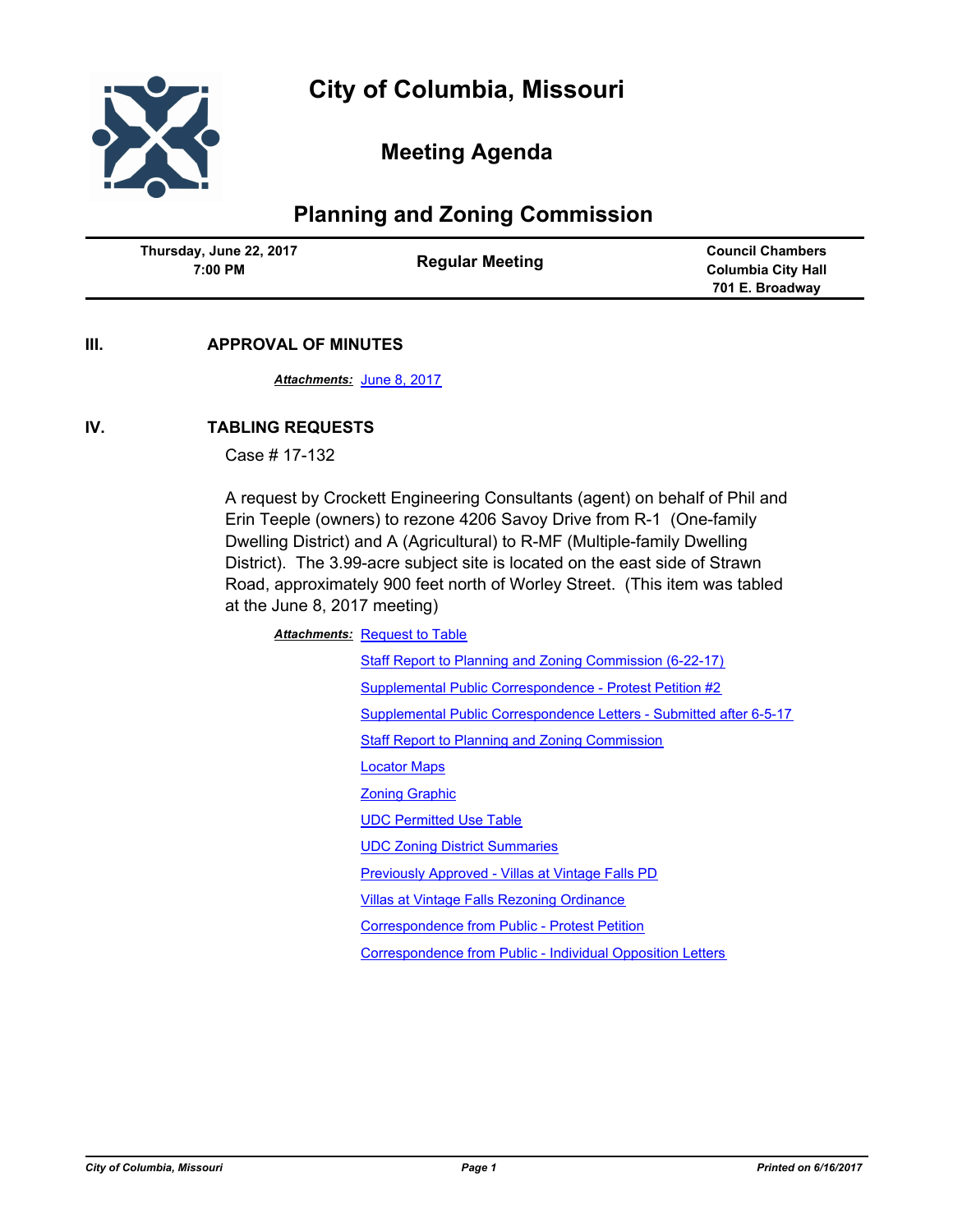# City of Columbia, Missouri

## Meeting Agenda

## Planning and Zoning Commission

| Thursday, June 22, 2017 7:00 PM | Regular Meeting | Council Chambers Columbia City Hall 701 E. Broadway |
|---|---|---|

### III. APPROVAL OF MINUTES

***Attachments:*** June 8, 2017

### IV. TABLING REQUESTS

Case # 17-132

A request by Crockett Engineering Consultants (agent) on behalf of Phil and Erin Teeple (owners) to rezone 4206 Savoy Drive from R-1 (One-family Dwelling District) and A (Agricultural) to R-MF (Multiple-family Dwelling District). The 3.99-acre subject site is located on the east side of Strawn Road, approximately 900 feet north of Worley Street. (This item was tabled at the June 8, 2017 meeting)

***Attachments:*** Request to Table

Staff Report to Planning and Zoning Commission (6-22-17)

Supplemental Public Correspondence - Protest Petition #2

Supplemental Public Correspondence Letters - Submitted after 6-5-17

Staff Report to Planning and Zoning Commission

Locator Maps

Zoning Graphic

UDC Permitted Use Table

UDC Zoning District Summaries

Previously Approved - Villas at Vintage Falls PD

Villas at Vintage Falls Rezoning Ordinance

Correspondence from Public - Protest Petition

Correspondence from Public - Individual Opposition Letters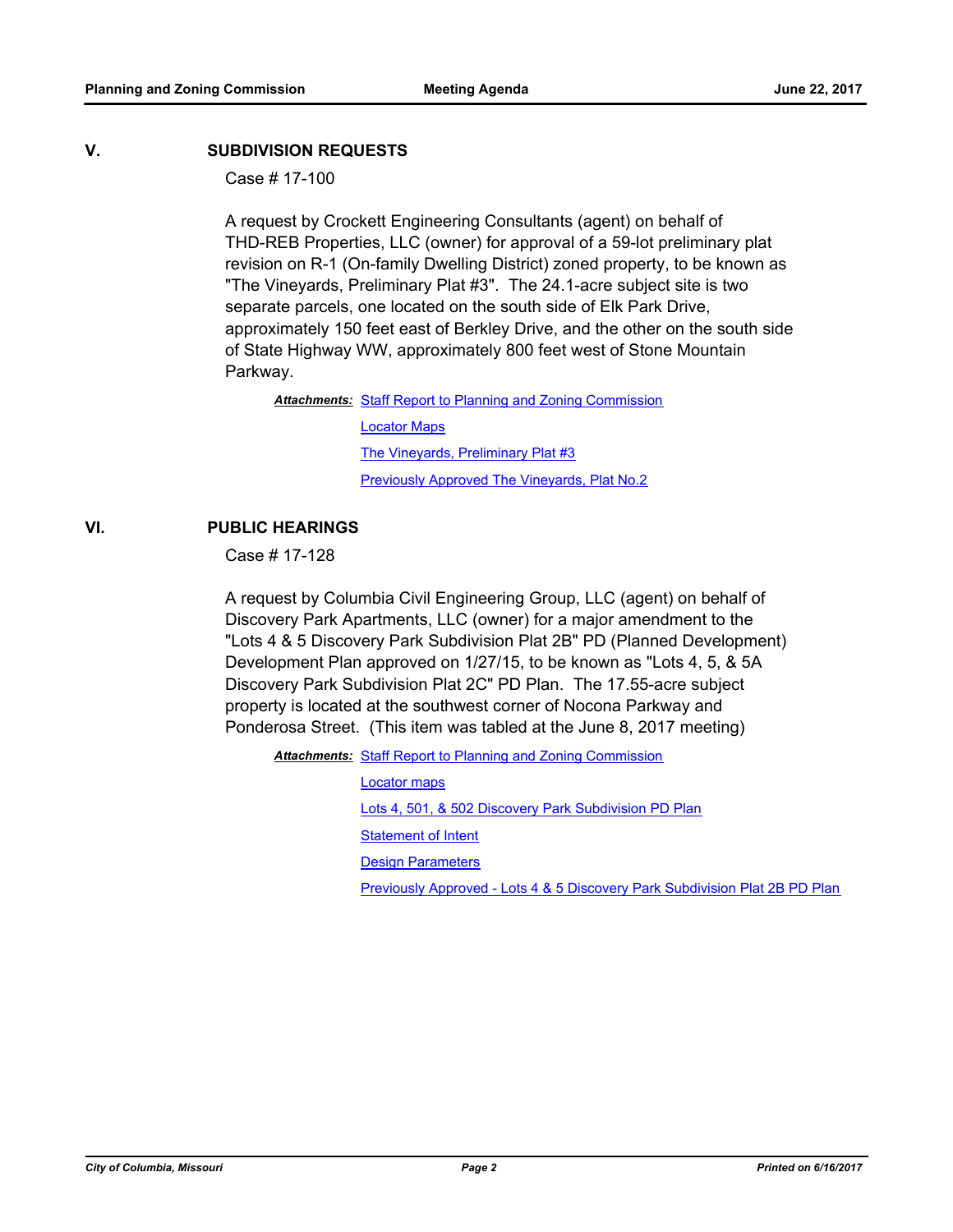## V. SUBDIVISION REQUESTS

Case # 17-100

A request by Crockett Engineering Consultants (agent) on behalf of THD-REB Properties, LLC (owner) for approval of a 59-lot preliminary plat revision on R-1 (On-family Dwelling District) zoned property, to be known as "The Vineyards, Preliminary Plat #3". The 24.1-acre subject site is two separate parcels, one located on the south side of Elk Park Drive, approximately 150 feet east of Berkley Drive, and the other on the south side of State Highway WW, approximately 800 feet west of Stone Mountain Parkway.

***Attachments:*** Staff Report to Planning and Zoning Commission
Locator Maps
The Vineyards, Preliminary Plat #3
Previously Approved The Vineyards, Plat No.2

## VI. PUBLIC HEARINGS

Case # 17-128

A request by Columbia Civil Engineering Group, LLC (agent) on behalf of Discovery Park Apartments, LLC (owner) for a major amendment to the "Lots 4 & 5 Discovery Park Subdivision Plat 2B" PD (Planned Development) Development Plan approved on 1/27/15, to be known as "Lots 4, 5, & 5A Discovery Park Subdivision Plat 2C" PD Plan. The 17.55-acre subject property is located at the southwest corner of Nocona Parkway and Ponderosa Street. (This item was tabled at the June 8, 2017 meeting)

***Attachments:*** Staff Report to Planning and Zoning Commission
Locator maps
Lots 4, 501, & 502 Discovery Park Subdivision PD Plan
Statement of Intent
Design Parameters
Previously Approved - Lots 4 & 5 Discovery Park Subdivision Plat 2B PD Plan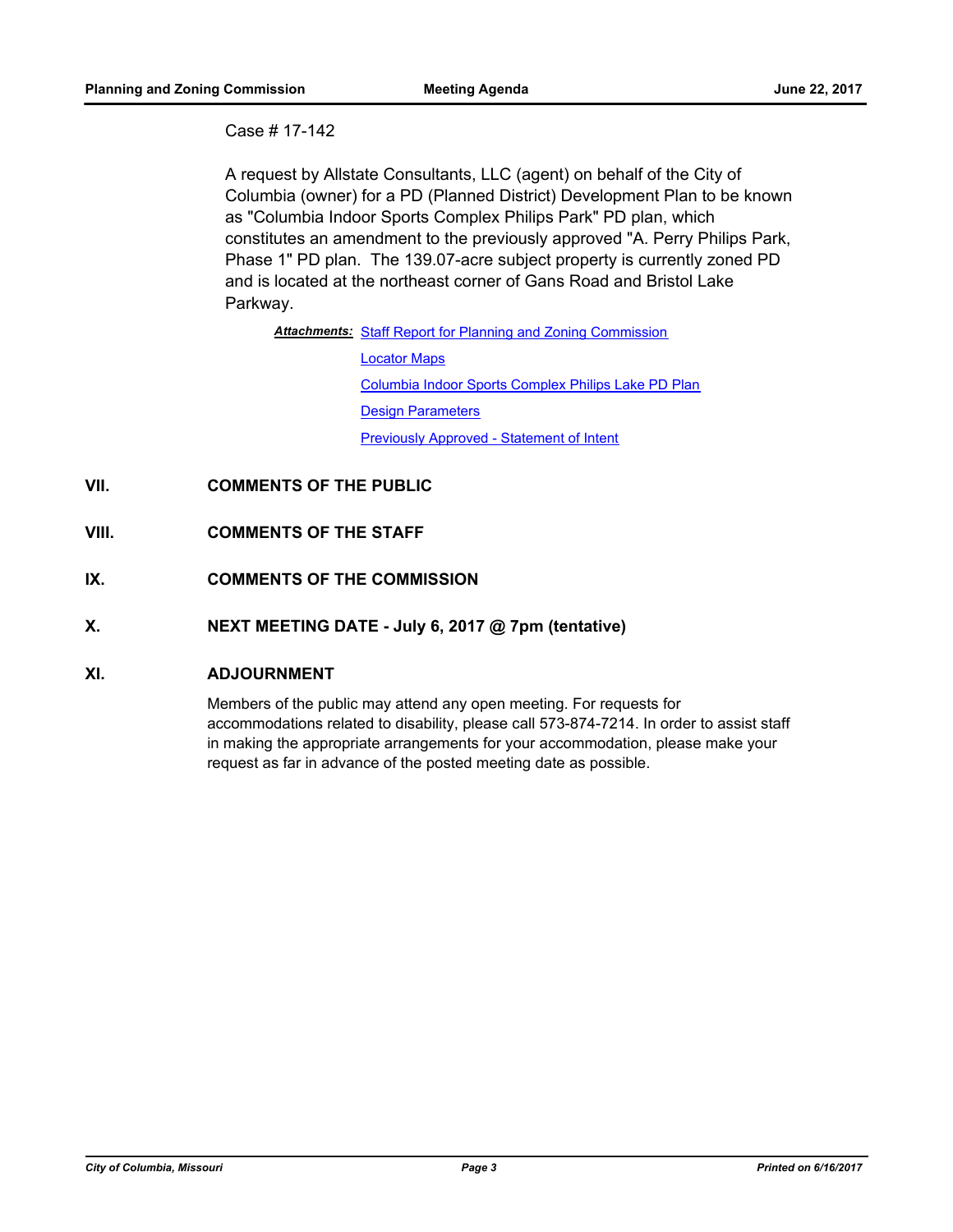Case # 17-142

A request by Allstate Consultants, LLC (agent) on behalf of the City of Columbia (owner) for a PD (Planned District) Development Plan to be known as "Columbia Indoor Sports Complex Philips Park" PD plan, which constitutes an amendment to the previously approved "A. Perry Philips Park, Phase 1" PD plan. The 139.07-acre subject property is currently zoned PD and is located at the northeast corner of Gans Road and Bristol Lake Parkway.

***Attachments:*** Staff Report for Planning and Zoning Commission

Locator Maps

Columbia Indoor Sports Complex Philips Lake PD Plan

Design Parameters

Previously Approved - Statement of Intent

## VII. COMMENTS OF THE PUBLIC

## VIII. COMMENTS OF THE STAFF

## IX. COMMENTS OF THE COMMISSION

## X. NEXT MEETING DATE - July 6, 2017 @ 7pm (tentative)

## XI. ADJOURNMENT

Members of the public may attend any open meeting. For requests for accommodations related to disability, please call 573-874-7214. In order to assist staff in making the appropriate arrangements for your accommodation, please make your request as far in advance of the posted meeting date as possible.